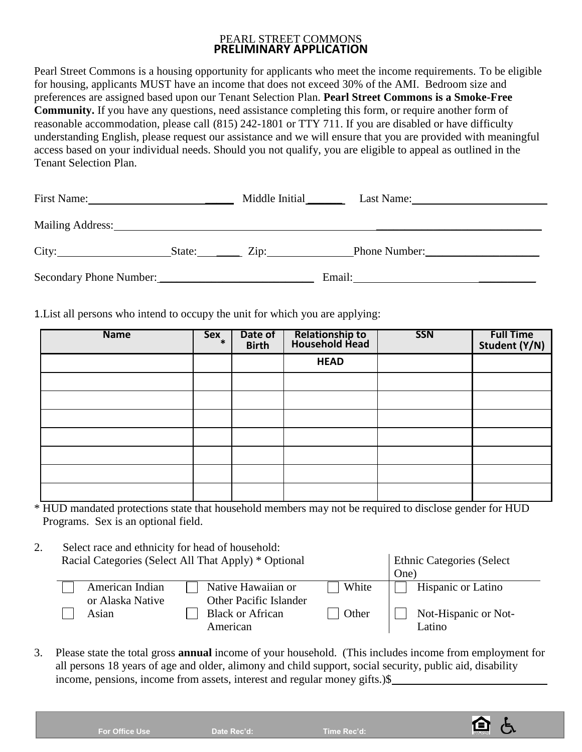PEARL STREET COMMONS
# PRELIMINARY APPLICATION

Pearl Street Commons is a housing opportunity for applicants who meet the income requirements. To be eligible for housing, applicants MUST have an income that does not exceed 30% of the AMI. Bedroom size and preferences are assigned based upon our Tenant Selection Plan. **Pearl Street Commons is a Smoke-Free Community.** If you have any questions, need assistance completing this form, or require another form of reasonable accommodation, please call (815) 242-1801 or TTY 711. If you are disabled or have difficulty understanding English, please request our assistance and we will ensure that you are provided with meaningful access based on your individual needs. Should you not qualify, you are eligible to appeal as outlined in the Tenant Selection Plan.

First Name:_________________________ Middle Initial ______ Last Name:_________________________

Mailing Address:_____________________________________________________________________________

City:____________________State:________ Zip:_______________Phone Number:____________________

Secondary Phone Number:____________________________ Email:___________________________________

1.List all persons who intend to occupy the unit for which you are applying:

| Name | Sex * | Date of Birth | Relationship to Household Head | SSN | Full Time Student (Y/N) |
|---|---|---|---|---|---|
| | | | HEAD | | |
| | | | | | |
| | | | | | |
| | | | | | |
| | | | | | |
| | | | | | |
| | | | | | |
| | | | | | |

\* HUD mandated protections state that household members may not be required to disclose gender for HUD Programs. Sex is an optional field.

2. Select race and ethnicity for head of household:

Racial Categories (Select All That Apply) * Optional

- ☐ American Indian or Alaska Native
- ☐ Native Hawaiian or Other Pacific Islander
- ☐ White
- ☐ Asian
- ☐ Black or African American
- ☐ Other

Ethnic Categories (Select One)

- ☐ Hispanic or Latino
- ☐ Not-Hispanic or Not-Latino

3. Please state the total gross **annual** income of your household. (This includes income from employment for all persons 18 years of age and older, alimony and child support, social security, public aid, disability income, pensions, income from assets, interest and regular money gifts.)$___________________________

For Office Use Date Rec'd: Time Rec'd: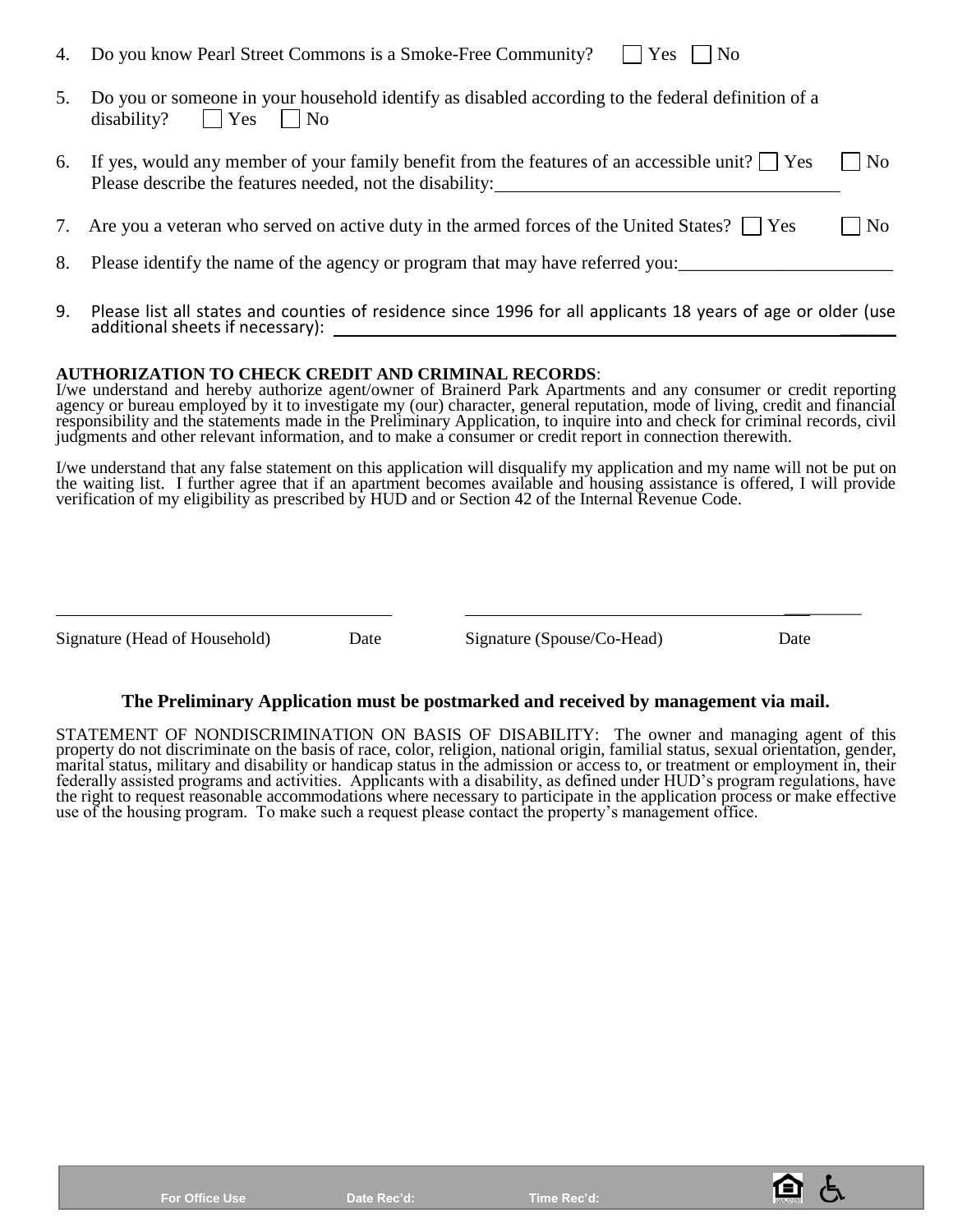4. Do you know Pearl Street Commons is a Smoke-Free Community? ☐ Yes ☐ No

5. Do you or someone in your household identify as disabled according to the federal definition of a disability? ☐ Yes ☐ No

6. If yes, would any member of your family benefit from the features of an accessible unit? ☐ Yes ☐ No
   Please describe the features needed, not the disability: ______________________________________

7. Are you a veteran who served on active duty in the armed forces of the United States? ☐ Yes ☐ No

8. Please identify the name of the agency or program that may have referred you: _______________________

9. Please list all states and counties of residence since 1996 for all applicants 18 years of age or older (use additional sheets if necessary): ______________________________________

**AUTHORIZATION TO CHECK CREDIT AND CRIMINAL RECORDS**:
I/we understand and hereby authorize agent/owner of Brainerd Park Apartments and any consumer or credit reporting agency or bureau employed by it to investigate my (our) character, general reputation, mode of living, credit and financial responsibility and the statements made in the Preliminary Application, to inquire into and check for criminal records, civil judgments and other relevant information, and to make a consumer or credit report in connection therewith.

I/we understand that any false statement on this application will disqualify my application and my name will not be put on the waiting list. I further agree that if an apartment becomes available and housing assistance is offered, I will provide verification of my eligibility as prescribed by HUD and or Section 42 of the Internal Revenue Code.

______________________________________ ______________________________________

Signature (Head of Household) Date Signature (Spouse/Co-Head) Date

**The Preliminary Application must be postmarked and received by management via mail.**

STATEMENT OF NONDISCRIMINATION ON BASIS OF DISABILITY: The owner and managing agent of this property do not discriminate on the basis of race, color, religion, national origin, familial status, sexual orientation, gender, marital status, military and disability or handicap status in the admission or access to, or treatment or employment in, their federally assisted programs and activities. Applicants with a disability, as defined under HUD's program regulations, have the right to request reasonable accommodations where necessary to participate in the application process or make effective use of the housing program. To make such a request please contact the property's management office.

For Office Use Date Rec'd: Time Rec'd: